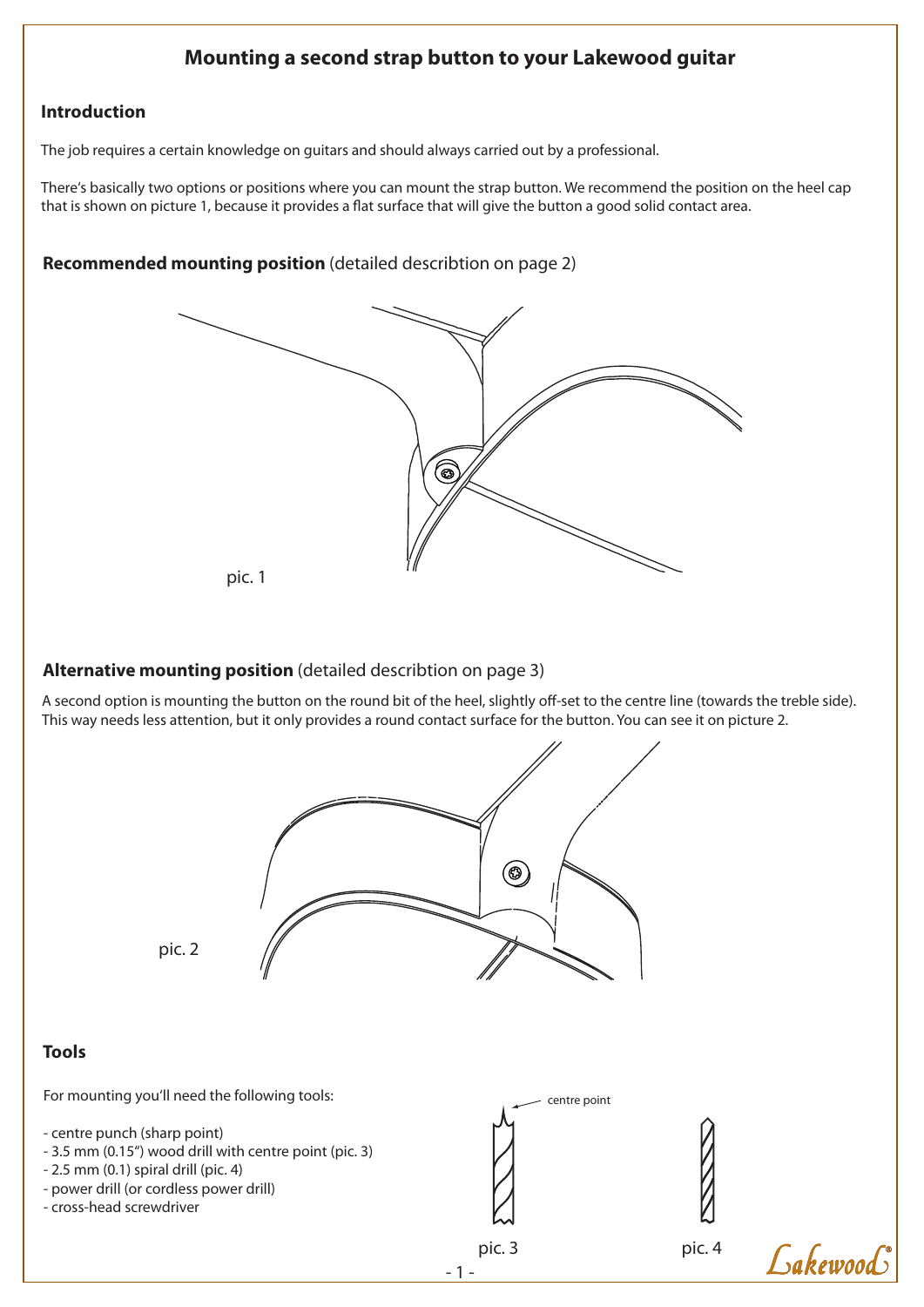# Mounting a second strap button to your Lakewood guitar

## Introduction

The job requires a certain knowledge on guitars and should always carried out by a professional.

There's basically two options or positions where you can mount the strap button. We recommend the position on the heel cap that is shown on picture 1, because it provides a flat surface that will give the button a good solid contact area.

**Recommended mounting position** (detailed describtion on page 2)

pic. 1

**Alternative mounting position** (detailed describtion on page 3)

A second option is mounting the button on the round bit of the heel, slightly off-set to the centre line (towards the treble side). This way needs less attention, but it only provides a round contact surface for the button. You can see it on picture 2.

pic. 2

## Tools

For mounting you'll need the following tools:

- centre punch (sharp point)
- 3.5 mm (0.15") wood drill with centre point (pic. 3)
- 2.5 mm (0.1) spiral drill (pic. 4)
- power drill (or cordless power drill)
- cross-head screwdriver

centre point

pic. 3

pic. 4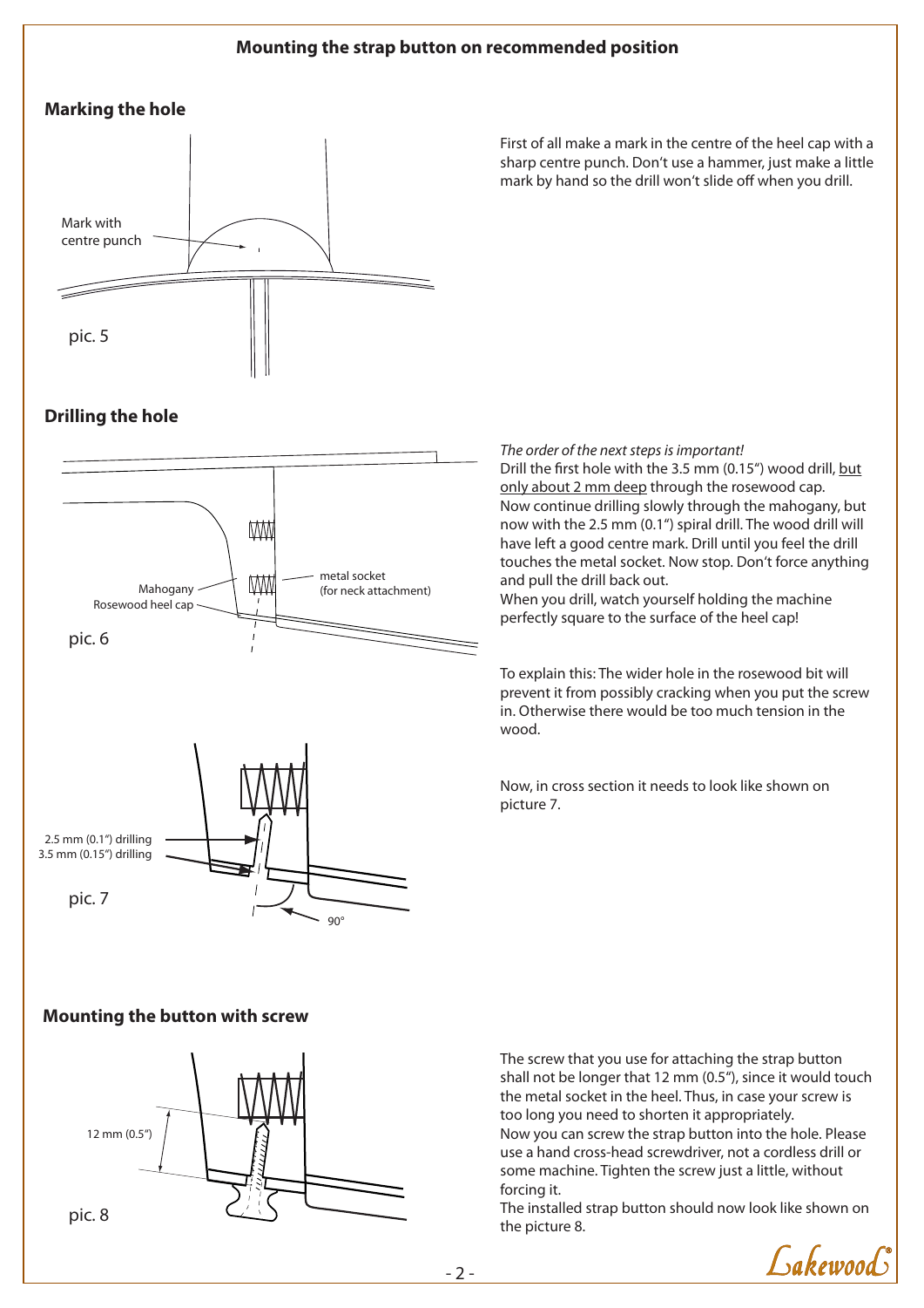## Mounting the strap button on recommended position

### Marking the hole

Mark with centre punch

pic. 5

First of all make a mark in the centre of the heel cap with a sharp centre punch. Don't use a hammer, just make a little mark by hand so the drill won't slide off when you drill.

### Drilling the hole

Mahogany

Rosewood heel cap

metal socket (for neck attachment)

pic. 6

*The order of the next steps is important!*

Drill the first hole with the 3.5 mm (0.15") wood drill, <u>but only about 2 mm deep</u> through the rosewood cap.
Now continue drilling slowly through the mahogany, but now with the 2.5 mm (0.1") spiral drill. The wood drill will have left a good centre mark. Drill until you feel the drill touches the metal socket. Now stop. Don't force anything and pull the drill back out.
When you drill, watch yourself holding the machine perfectly square to the surface of the heel cap!

To explain this: The wider hole in the rosewood bit will prevent it from possibly cracking when you put the screw in. Otherwise there would be too much tension in the wood.

2.5 mm (0.1") drilling

3.5 mm (0.15") drilling

90°

pic. 7

Now, in cross section it needs to look like shown on picture 7.

### Mounting the button with screw

12 mm (0.5")

pic. 8

The screw that you use for attaching the strap button shall not be longer that 12 mm (0.5"), since it would touch the metal socket in the heel. Thus, in case your screw is too long you need to shorten it appropriately.
Now you can screw the strap button into the hole. Please use a hand cross-head screwdriver, not a cordless drill or some machine. Tighten the screw just a little, without forcing it.
The installed strap button should now look like shown on the picture 8.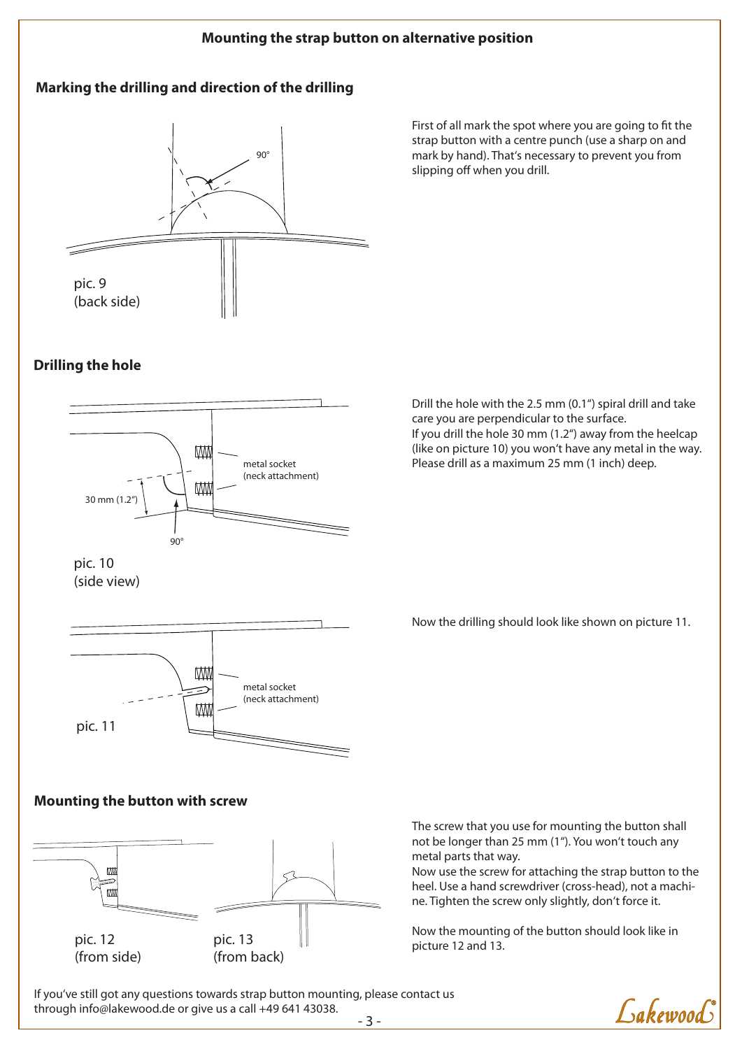# Mounting the strap button on alternative position

## Marking the drilling and direction of the drilling

90°

pic. 9
(back side)

First of all mark the spot where you are going to fit the strap button with a centre punch (use a sharp on and mark by hand). That's necessary to prevent you from slipping off when you drill.

## Drilling the hole

metal socket
(neck attachment)

30 mm (1.2")

90°

pic. 10
(side view)

Drill the hole with the 2.5 mm (0.1") spiral drill and take care you are perpendicular to the surface.
If you drill the hole 30 mm (1.2") away from the heelcap (like on picture 10) you won't have any metal in the way. Please drill as a maximum 25 mm (1 inch) deep.

metal socket
(neck attachment)

pic. 11

Now the drilling should look like shown on picture 11.

## Mounting the button with screw

pic. 12
(from side)

pic. 13
(from back)

The screw that you use for mounting the button shall not be longer than 25 mm (1"). You won't touch any metal parts that way.
Now use the screw for attaching the strap button to the heel. Use a hand screwdriver (cross-head), not a machine. Tighten the screw only slightly, don't force it.

Now the mounting of the button should look like in picture 12 and 13.

If you've still got any questions towards strap button mounting, please contact us through info@lakewood.de or give us a call +49 641 43038.

Lakewood®